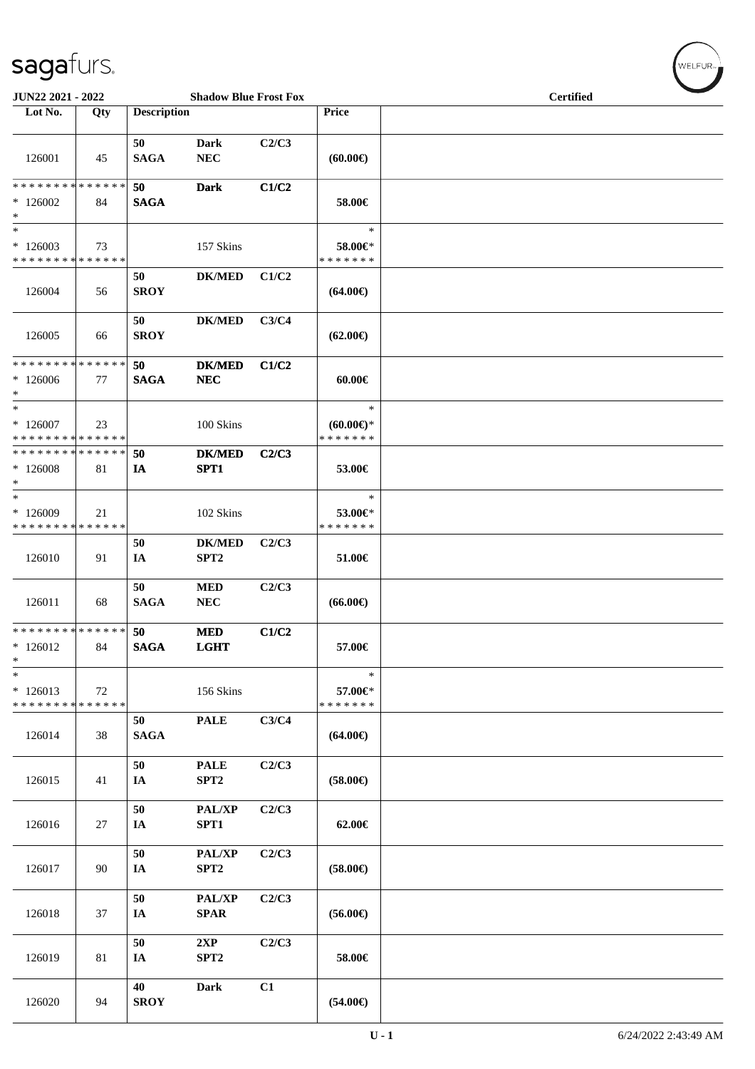JUN22 2021 - 2022 — Shadow Blue Frost Fox — Certified

| Lot No. | Qty | Description | | | Price | |
|---|---|---|---|---|---|---|
| 126001 | 45 | 50 SAGA | Dark NEC | C2/C3 | (60.00€) | |
| * * * * * * * * * * * * * * * 126002 * | 84 | 50 SAGA | Dark | C1/C2 | 58.00€ | |
| * * 126003 * * * * * * * * * * * * * * | 73 | | 157 Skins | | * 58.00€* * * * * * * * | |
| 126004 | 56 | 50 SROY | DK/MED | C1/C2 | (64.00€) | |
| 126005 | 66 | 50 SROY | DK/MED | C3/C4 | (62.00€) | |
| * * * * * * * * * * * * * * * 126006 * | 77 | 50 SAGA | DK/MED NEC | C1/C2 | 60.00€ | |
| * * 126007 * * * * * * * * * * * * * * | 23 | | 100 Skins | | * (60.00€)* * * * * * * * | |
| * * * * * * * * * * * * * * * 126008 * | 81 | 50 IA | DK/MED SPT1 | C2/C3 | 53.00€ | |
| * * 126009 * * * * * * * * * * * * * * | 21 | | 102 Skins | | * 53.00€* * * * * * * * | |
| 126010 | 91 | 50 IA | DK/MED SPT2 | C2/C3 | 51.00€ | |
| 126011 | 68 | 50 SAGA | MED NEC | C2/C3 | (66.00€) | |
| * * * * * * * * * * * * * * * 126012 * | 84 | 50 SAGA | MED LGHT | C1/C2 | 57.00€ | |
| * * 126013 * * * * * * * * * * * * * * | 72 | | 156 Skins | | * 57.00€* * * * * * * * | |
| 126014 | 38 | 50 SAGA | PALE | C3/C4 | (64.00€) | |
| 126015 | 41 | 50 IA | PALE SPT2 | C2/C3 | (58.00€) | |
| 126016 | 27 | 50 IA | PAL/XP SPT1 | C2/C3 | 62.00€ | |
| 126017 | 90 | 50 IA | PAL/XP SPT2 | C2/C3 | (58.00€) | |
| 126018 | 37 | 50 IA | PAL/XP SPAR | C2/C3 | (56.00€) | |
| 126019 | 81 | 50 IA | 2XP SPT2 | C2/C3 | 58.00€ | |
| 126020 | 94 | 40 SROY | Dark | C1 | (54.00€) | |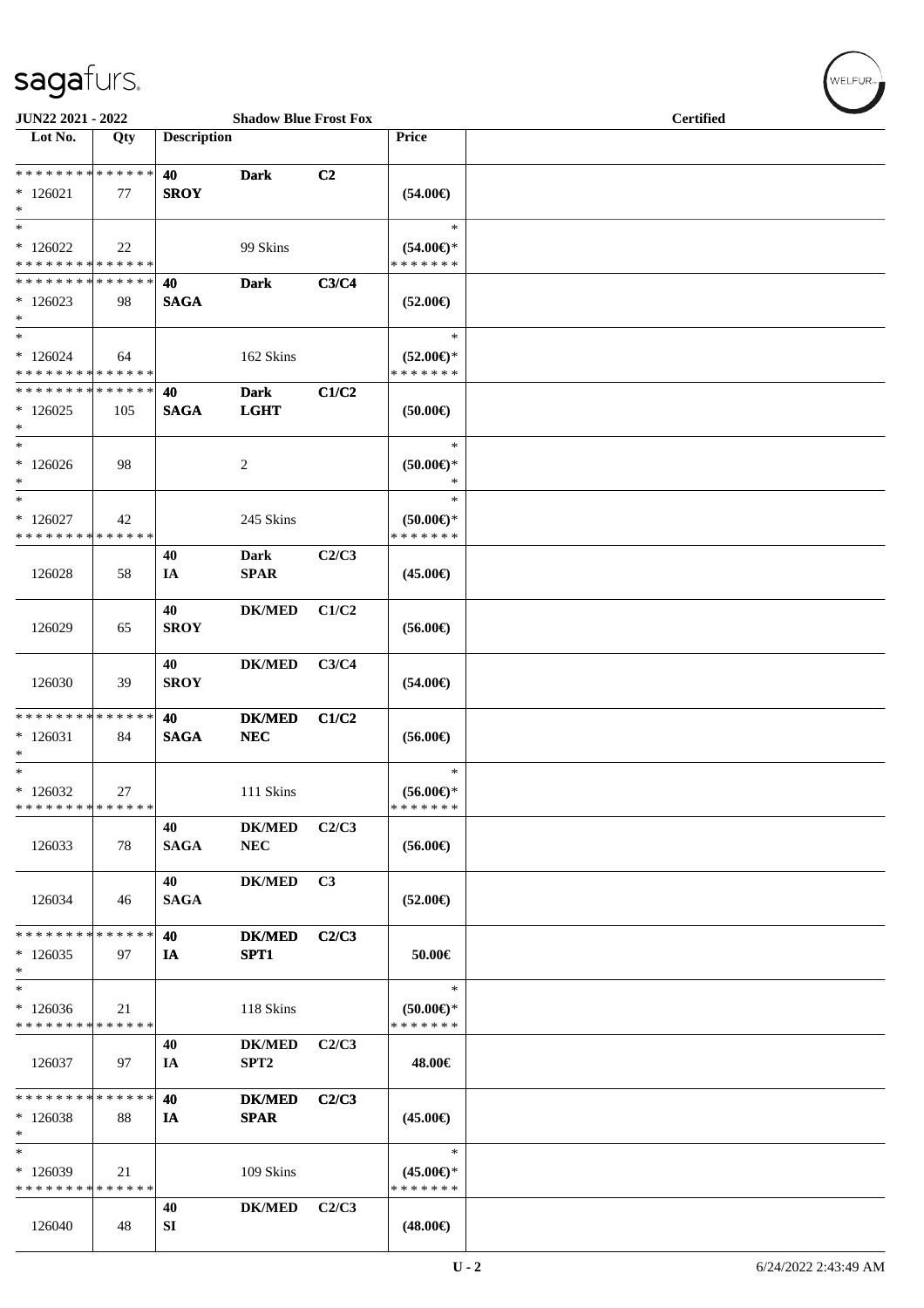JUN22 2021 - 2022 | Shadow Blue Frost Fox | Certified

| Lot No. | Qty | Description | | | Price |
|---|---|---|---|---|---|
| * * * * * * * * * * * * * * | | 40 | Dark | C2 | |
| * 126021 | 77 | SROY | | | (54.00€) |
| * | | | | | |
| * | | | | | * |
| * 126022 | 22 | | 99 Skins | | (54.00€)* |
| * * * * * * * * * * * * * * | | | | | * * * * * * * |
| * * * * * * * * * * * * * * | | 40 | Dark | C3/C4 | |
| * 126023 | 98 | SAGA | | | (52.00€) |
| * | | | | | |
| * | | | | | * |
| * 126024 | 64 | | 162 Skins | | (52.00€)* |
| * * * * * * * * * * * * * * | | | | | * * * * * * * |
| * * * * * * * * * * * * * * | | 40 | Dark | C1/C2 | |
| * 126025 | 105 | SAGA | LGHT | | (50.00€) |
| * | | | | | |
| * | | | | | * |
| * 126026 | 98 | | 2 | | (50.00€)* |
| * | | | | | * |
| * | | | | | * |
| * 126027 | 42 | | 245 Skins | | (50.00€)* |
| * * * * * * * * * * * * * * | | | | | * * * * * * * |
| 126028 | 58 | 40 IA | Dark SPAR | C2/C3 | (45.00€) |
| 126029 | 65 | 40 SROY | DK/MED | C1/C2 | (56.00€) |
| 126030 | 39 | 40 SROY | DK/MED | C3/C4 | (54.00€) |
| * * * * * * * * * * * * * * | | 40 | DK/MED | C1/C2 | |
| * 126031 | 84 | SAGA | NEC | | (56.00€) |
| * | | | | | |
| * | | | | | * |
| * 126032 | 27 | | 111 Skins | | (56.00€)* |
| * * * * * * * * * * * * * * | | | | | * * * * * * * |
| 126033 | 78 | 40 SAGA | DK/MED NEC | C2/C3 | (56.00€) |
| 126034 | 46 | 40 SAGA | DK/MED | C3 | (52.00€) |
| * * * * * * * * * * * * * * | | 40 | DK/MED | C2/C3 | |
| * 126035 | 97 | IA | SPT1 | | 50.00€ |
| * | | | | | |
| * | | | | | * |
| * 126036 | 21 | | 118 Skins | | (50.00€)* |
| * * * * * * * * * * * * * * | | | | | * * * * * * * |
| 126037 | 97 | 40 IA | DK/MED SPT2 | C2/C3 | 48.00€ |
| * * * * * * * * * * * * * * | | 40 | DK/MED | C2/C3 | |
| * 126038 | 88 | IA | SPAR | | (45.00€) |
| * | | | | | |
| * | | | | | * |
| * 126039 | 21 | | 109 Skins | | (45.00€)* |
| * * * * * * * * * * * * * * | | | | | * * * * * * * |
| 126040 | 48 | 40 SI | DK/MED | C2/C3 | (48.00€) |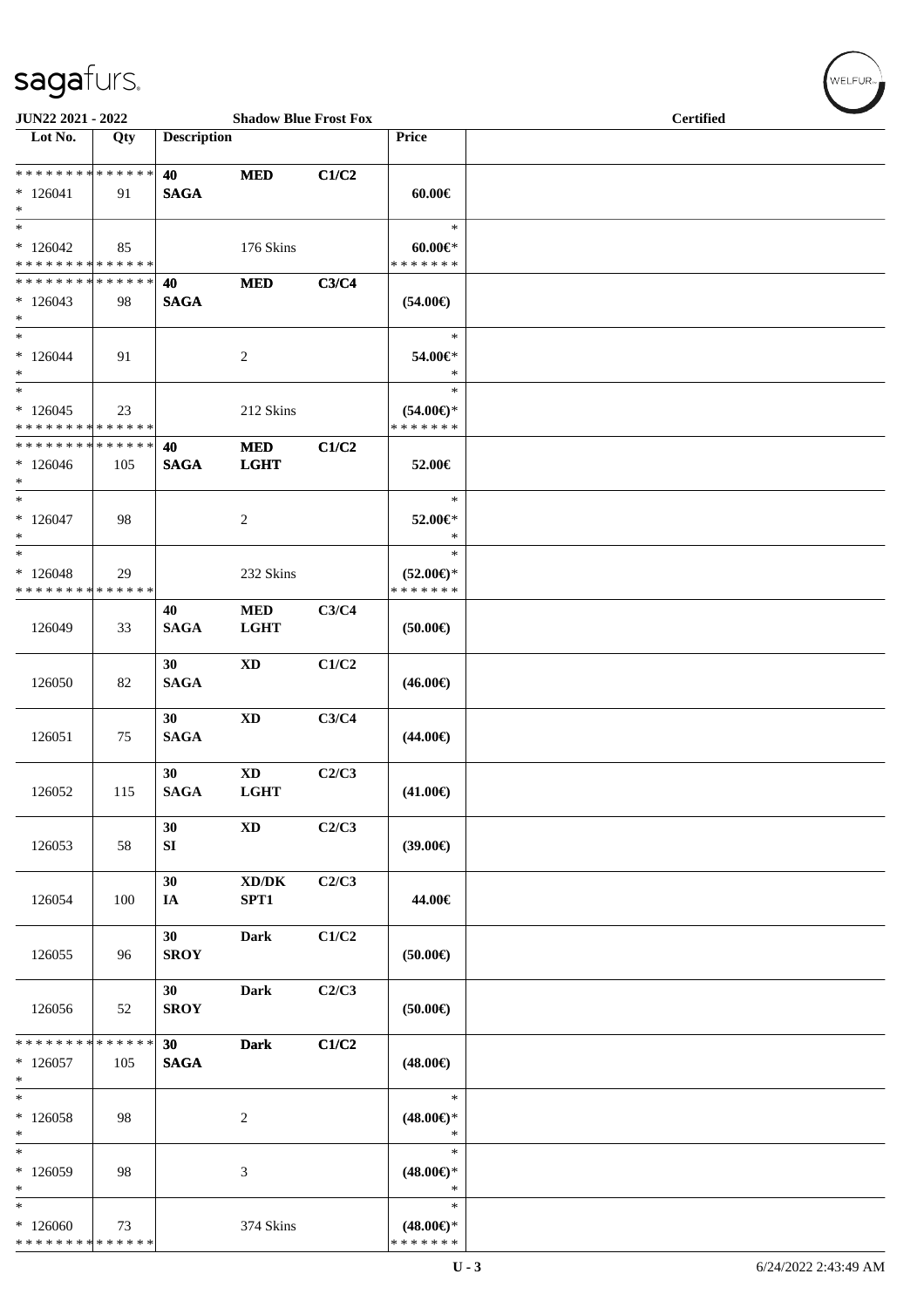**JUN22 2021 - 2022** | **Shadow Blue Frost Fox** | **Certified**

| Lot No. | Qty | Description | | | Price | |
|---|---|---|---|---|---|---|
| * * * * * * * * * * * * * * * 126041 * | 91 | **40 SAGA** | **MED** | **C1/C2** | **60.00€** | |
| * * 126042 * * * * * * * * * * * * * * | 85 | | 176 Skins | | * **60.00€*** * * * * * * * | |
| * * * * * * * * * * * * * * * 126043 * | 98 | **40 SAGA** | **MED** | **C3/C4** | **(54.00€)** | |
| * * 126044 * | 91 | | 2 | | * **54.00€*** * | |
| * * 126045 * * * * * * * * * * * * * * | 23 | | 212 Skins | | * **(54.00€)*** * * * * * * * | |
| * * * * * * * * * * * * * * * 126046 * | 105 | **40 SAGA** | **MED LGHT** | **C1/C2** | **52.00€** | |
| * * 126047 * | 98 | | 2 | | * **52.00€*** * | |
| * * 126048 * * * * * * * * * * * * * * | 29 | | 232 Skins | | * **(52.00€)*** * * * * * * * | |
| 126049 | 33 | **40 SAGA** | **MED LGHT** | **C3/C4** | **(50.00€)** | |
| 126050 | 82 | **30 SAGA** | **XD** | **C1/C2** | **(46.00€)** | |
| 126051 | 75 | **30 SAGA** | **XD** | **C3/C4** | **(44.00€)** | |
| 126052 | 115 | **30 SAGA** | **XD LGHT** | **C2/C3** | **(41.00€)** | |
| 126053 | 58 | **30 SI** | **XD** | **C2/C3** | **(39.00€)** | |
| 126054 | 100 | **30 IA** | **XD/DK SPT1** | **C2/C3** | **44.00€** | |
| 126055 | 96 | **30 SROY** | **Dark** | **C1/C2** | **(50.00€)** | |
| 126056 | 52 | **30 SROY** | **Dark** | **C2/C3** | **(50.00€)** | |
| * * * * * * * * * * * * * * * 126057 * | 105 | **30 SAGA** | **Dark** | **C1/C2** | **(48.00€)** | |
| * * 126058 * | 98 | | 2 | | * **(48.00€)*** * | |
| * * 126059 * | 98 | | 3 | | * **(48.00€)*** * | |
| * * 126060 * * * * * * * * * * * * * * | 73 | | 374 Skins | | * **(48.00€)*** * * * * * * * | |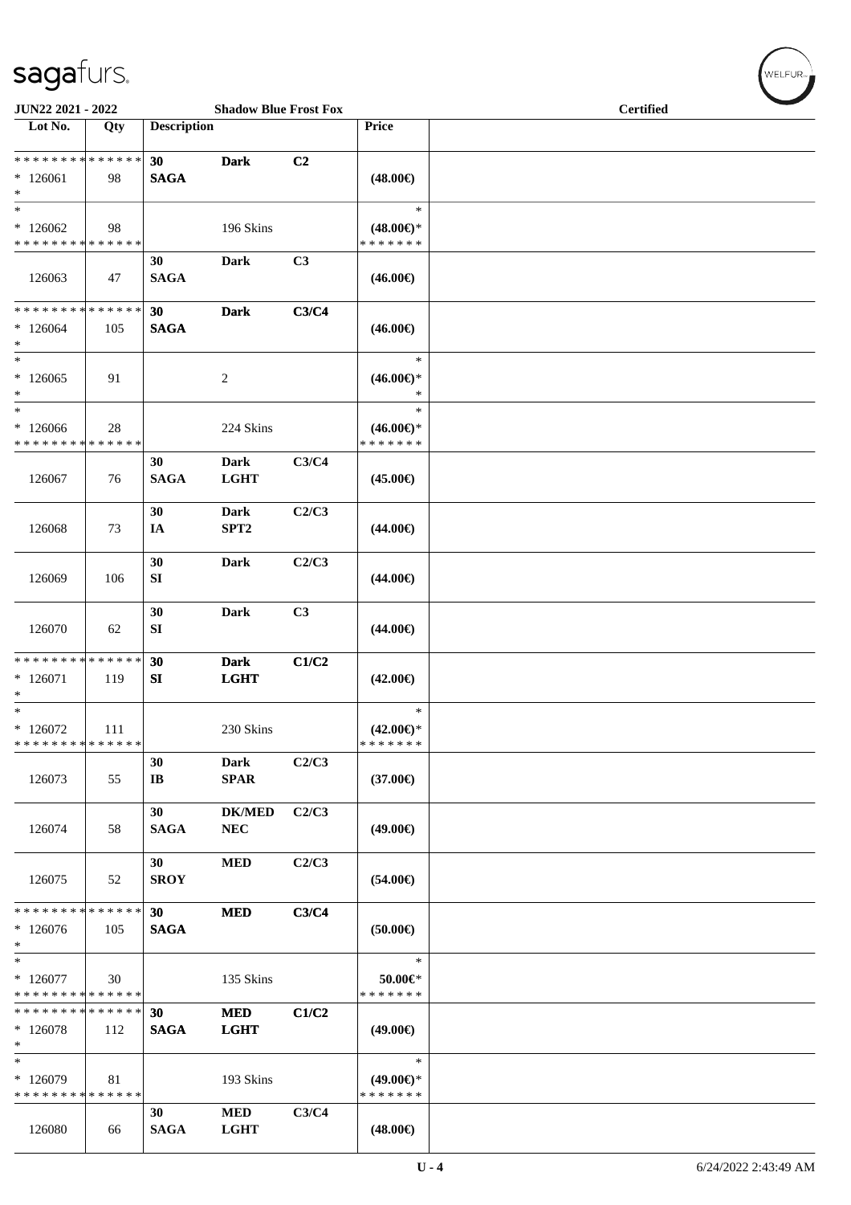JUN22 2021 - 2022 — Shadow Blue Frost Fox — Certified

| Lot No. | Qty | Description | | | Price | |
|---|---|---|---|---|---|---|
| * * * * * * * * * * * * * * | | 30 | Dark | C2 | | |
| * 126061 | 98 | SAGA | | | (48.00€) | |
| * | | | | | | |
| * | | | | | * | |
| * 126062 | 98 | | 196 Skins | | (48.00€)* | |
| * * * * * * * * * * * * * * | | | | | * * * * * * * | |
| | | 30 | Dark | C3 | | |
| 126063 | 47 | SAGA | | | (46.00€) | |
| * * * * * * * * * * * * * * | | 30 | Dark | C3/C4 | | |
| * 126064 | 105 | SAGA | | | (46.00€) | |
| * | | | | | | |
| * | | | | | * | |
| * 126065 | 91 | | 2 | | (46.00€)* | |
| * | | | | | * | |
| * | | | | | * | |
| * 126066 | 28 | | 224 Skins | | (46.00€)* | |
| * * * * * * * * * * * * * * | | | | | * * * * * * * | |
| | | 30 | Dark | C3/C4 | | |
| 126067 | 76 | SAGA | LGHT | | (45.00€) | |
| | | 30 | Dark | C2/C3 | | |
| 126068 | 73 | IA | SPT2 | | (44.00€) | |
| | | 30 | Dark | C2/C3 | | |
| 126069 | 106 | SI | | | (44.00€) | |
| | | 30 | Dark | C3 | | |
| 126070 | 62 | SI | | | (44.00€) | |
| * * * * * * * * * * * * * * | | 30 | Dark | C1/C2 | | |
| * 126071 | 119 | SI | LGHT | | (42.00€) | |
| * | | | | | | |
| * | | | | | * | |
| * 126072 | 111 | | 230 Skins | | (42.00€)* | |
| * * * * * * * * * * * * * * | | | | | * * * * * * * | |
| | | 30 | Dark | C2/C3 | | |
| 126073 | 55 | IB | SPAR | | (37.00€) | |
| | | 30 | DK/MED | C2/C3 | | |
| 126074 | 58 | SAGA | NEC | | (49.00€) | |
| | | 30 | MED | C2/C3 | | |
| 126075 | 52 | SROY | | | (54.00€) | |
| * * * * * * * * * * * * * * | | 30 | MED | C3/C4 | | |
| * 126076 | 105 | SAGA | | | (50.00€) | |
| * | | | | | | |
| * | | | | | * | |
| * 126077 | 30 | | 135 Skins | | 50.00€* | |
| * * * * * * * * * * * * * * | | | | | * * * * * * * | |
| * * * * * * * * * * * * * * | | 30 | MED | C1/C2 | | |
| * 126078 | 112 | SAGA | LGHT | | (49.00€) | |
| * | | | | | | |
| * | | | | | * | |
| * 126079 | 81 | | 193 Skins | | (49.00€)* | |
| * * * * * * * * * * * * * * | | | | | * * * * * * * | |
| | | 30 | MED | C3/C4 | | |
| 126080 | 66 | SAGA | LGHT | | (48.00€) | |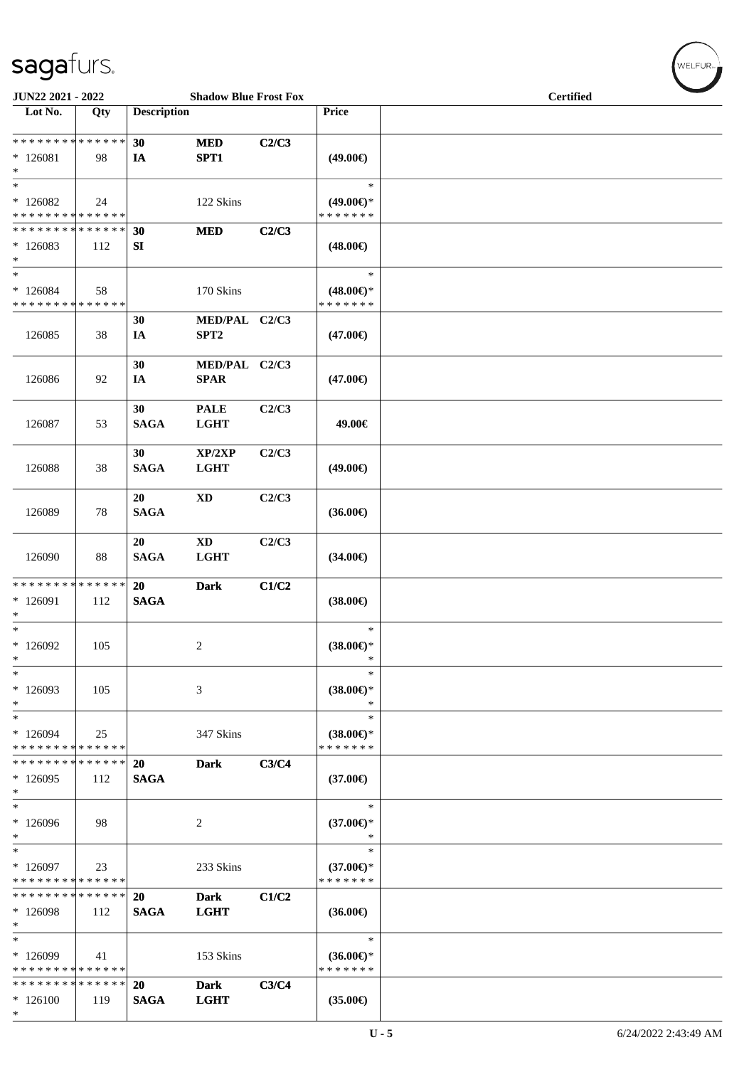**JUN22 2021 - 2022** — **Shadow Blue Frost Fox** — **Certified**

| Lot No. | Qty | Description | | | Price | |
|---|---|---|---|---|---|---|
| * * * * * * * * * * * * * * | | **30** | **MED** | **C2/C3** | | |
| * 126081 | 98 | **IA** | **SPT1** | | **(49.00€)** | |
| * | | | | | | |
| * | | | | | * | |
| * 126082 | 24 | | 122 Skins | | **(49.00€)*** | |
| * * * * * * * * * * * * * * | | | | | * * * * * * * | |
| * * * * * * * * * * * * * * | | **30** | **MED** | **C2/C3** | | |
| * 126083 | 112 | **SI** | | | **(48.00€)** | |
| * | | | | | | |
| * | | | | | * | |
| * 126084 | 58 | | 170 Skins | | **(48.00€)*** | |
| * * * * * * * * * * * * * * | | | | | * * * * * * * | |
| 126085 | 38 | **30** **IA** | **MED/PAL** **SPT2** | **C2/C3** | **(47.00€)** | |
| 126086 | 92 | **30** **IA** | **MED/PAL** **SPAR** | **C2/C3** | **(47.00€)** | |
| 126087 | 53 | **30** **SAGA** | **PALE** **LGHT** | **C2/C3** | **49.00€** | |
| 126088 | 38 | **30** **SAGA** | **XP/2XP** **LGHT** | **C2/C3** | **(49.00€)** | |
| 126089 | 78 | **20** **SAGA** | **XD** | **C2/C3** | **(36.00€)** | |
| 126090 | 88 | **20** **SAGA** | **XD** **LGHT** | **C2/C3** | **(34.00€)** | |
| * * * * * * * * * * * * * * | | **20** | **Dark** | **C1/C2** | | |
| * 126091 | 112 | **SAGA** | | | **(38.00€)** | |
| * | | | | | | |
| * | | | | | * | |
| * 126092 | 105 | | 2 | | **(38.00€)*** | |
| * | | | | | * | |
| * | | | | | * | |
| * 126093 | 105 | | 3 | | **(38.00€)*** | |
| * | | | | | * | |
| * | | | | | * | |
| * 126094 | 25 | | 347 Skins | | **(38.00€)*** | |
| * * * * * * * * * * * * * * | | | | | * * * * * * * | |
| * * * * * * * * * * * * * * | | **20** | **Dark** | **C3/C4** | | |
| * 126095 | 112 | **SAGA** | | | **(37.00€)** | |
| * | | | | | | |
| * | | | | | * | |
| * 126096 | 98 | | 2 | | **(37.00€)*** | |
| * | | | | | * | |
| * | | | | | * | |
| * 126097 | 23 | | 233 Skins | | **(37.00€)*** | |
| * * * * * * * * * * * * * * | | | | | * * * * * * * | |
| * * * * * * * * * * * * * * | | **20** | **Dark** | **C1/C2** | | |
| * 126098 | 112 | **SAGA** | **LGHT** | | **(36.00€)** | |
| * | | | | | | |
| * | | | | | * | |
| * 126099 | 41 | | 153 Skins | | **(36.00€)*** | |
| * * * * * * * * * * * * * * | | | | | * * * * * * * | |
| * * * * * * * * * * * * * * | | **20** | **Dark** | **C3/C4** | | |
| * 126100 | 119 | **SAGA** | **LGHT** | | **(35.00€)** | |
| * | | | | | | |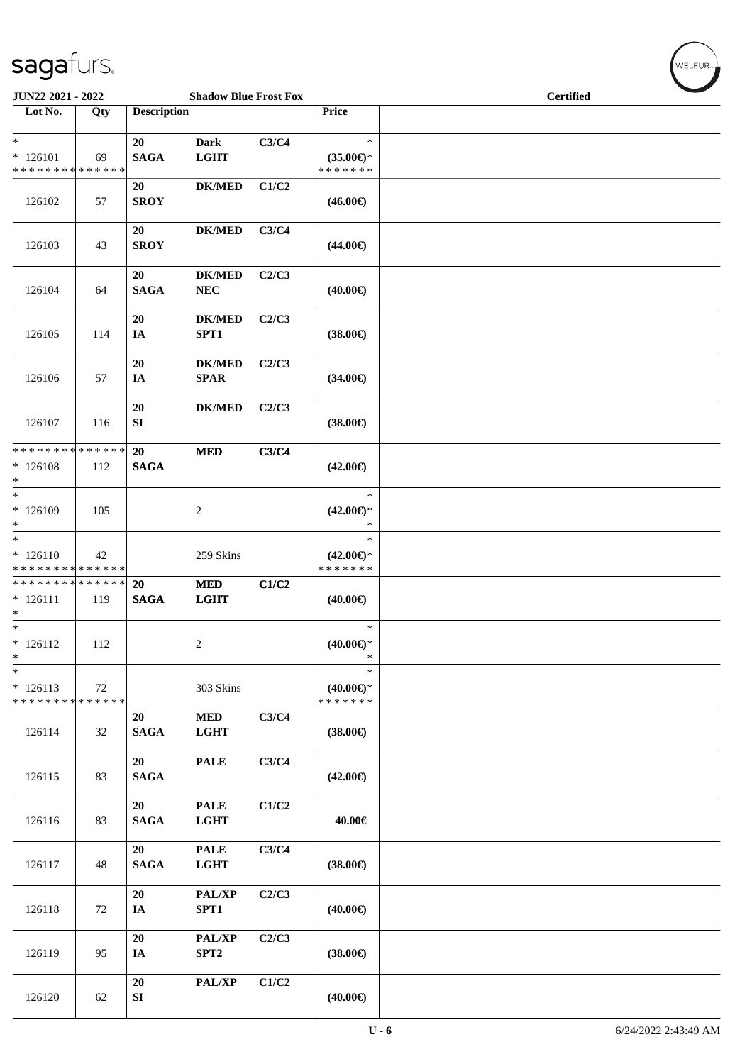| Lot No. | Qty | Description | | | Price | |
|---|---|---|---|---|---|---|
| * <br> * 126101 <br> * * * * * * * * * * * * * * | 69 | 20 <br> SAGA | Dark <br> LGHT | C3/C4 | * <br> (35.00€)* <br> * * * * * * * | |
| 126102 | 57 | 20 <br> SROY | DK/MED | C1/C2 | (46.00€) | |
| 126103 | 43 | 20 <br> SROY | DK/MED | C3/C4 | (44.00€) | |
| 126104 | 64 | 20 <br> SAGA | DK/MED <br> NEC | C2/C3 | (40.00€) | |
| 126105 | 114 | 20 <br> IA | DK/MED <br> SPT1 | C2/C3 | (38.00€) | |
| 126106 | 57 | 20 <br> IA | DK/MED <br> SPAR | C2/C3 | (34.00€) | |
| 126107 | 116 | 20 <br> SI | DK/MED | C2/C3 | (38.00€) | |
| * * * * * * * * * * * * * * <br> * 126108 <br> * | 112 | 20 <br> SAGA | MED | C3/C4 | (42.00€) | |
| * <br> * 126109 <br> * | 105 | | 2 | | * <br> (42.00€)* <br> * | |
| * <br> * 126110 <br> * * * * * * * * * * * * * * | 42 | | 259 Skins | | * <br> (42.00€)* <br> * * * * * * * | |
| * * * * * * * * * * * * * * <br> * 126111 <br> * | 119 | 20 <br> SAGA | MED <br> LGHT | C1/C2 | (40.00€) | |
| * <br> * 126112 <br> * | 112 | | 2 | | * <br> (40.00€)* <br> * | |
| * <br> * 126113 <br> * * * * * * * * * * * * * * | 72 | | 303 Skins | | * <br> (40.00€)* <br> * * * * * * * | |
| 126114 | 32 | 20 <br> SAGA | MED <br> LGHT | C3/C4 | (38.00€) | |
| 126115 | 83 | 20 <br> SAGA | PALE | C3/C4 | (42.00€) | |
| 126116 | 83 | 20 <br> SAGA | PALE <br> LGHT | C1/C2 | 40.00€ | |
| 126117 | 48 | 20 <br> SAGA | PALE <br> LGHT | C3/C4 | (38.00€) | |
| 126118 | 72 | 20 <br> IA | PAL/XP <br> SPT1 | C2/C3 | (40.00€) | |
| 126119 | 95 | 20 <br> IA | PAL/XP <br> SPT2 | C2/C3 | (38.00€) | |
| 126120 | 62 | 20 <br> SI | PAL/XP | C1/C2 | (40.00€) | |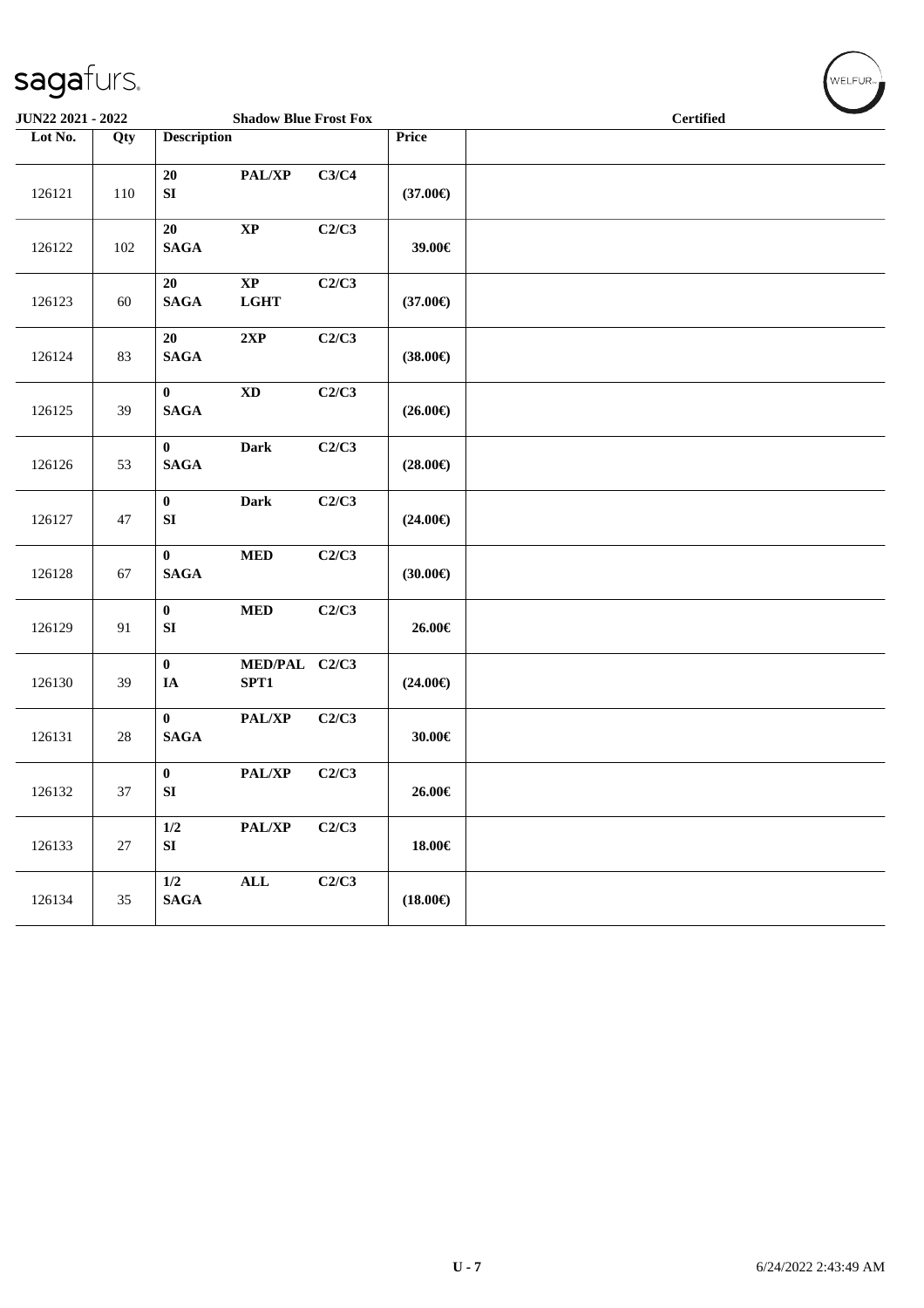sagafurs.

JUN22 2021 - 2022 Shadow Blue Frost Fox Certified

| Lot No. | Qty | Description | | | Price | |
|---|---|---|---|---|---|---|
| 126121 | 110 | 20 SI | PAL/XP | C3/C4 | (37.00€) | |
| 126122 | 102 | 20 SAGA | XP | C2/C3 | 39.00€ | |
| 126123 | 60 | 20 SAGA | XP LGHT | C2/C3 | (37.00€) | |
| 126124 | 83 | 20 SAGA | 2XP | C2/C3 | (38.00€) | |
| 126125 | 39 | 0 SAGA | XD | C2/C3 | (26.00€) | |
| 126126 | 53 | 0 SAGA | Dark | C2/C3 | (28.00€) | |
| 126127 | 47 | 0 SI | Dark | C2/C3 | (24.00€) | |
| 126128 | 67 | 0 SAGA | MED | C2/C3 | (30.00€) | |
| 126129 | 91 | 0 SI | MED | C2/C3 | 26.00€ | |
| 126130 | 39 | 0 IA | MED/PAL SPT1 | C2/C3 | (24.00€) | |
| 126131 | 28 | 0 SAGA | PAL/XP | C2/C3 | 30.00€ | |
| 126132 | 37 | 0 SI | PAL/XP | C2/C3 | 26.00€ | |
| 126133 | 27 | 1/2 SI | PAL/XP | C2/C3 | 18.00€ | |
| 126134 | 35 | 1/2 SAGA | ALL | C2/C3 | (18.00€) | |

6/24/2022 2:43:49 AM